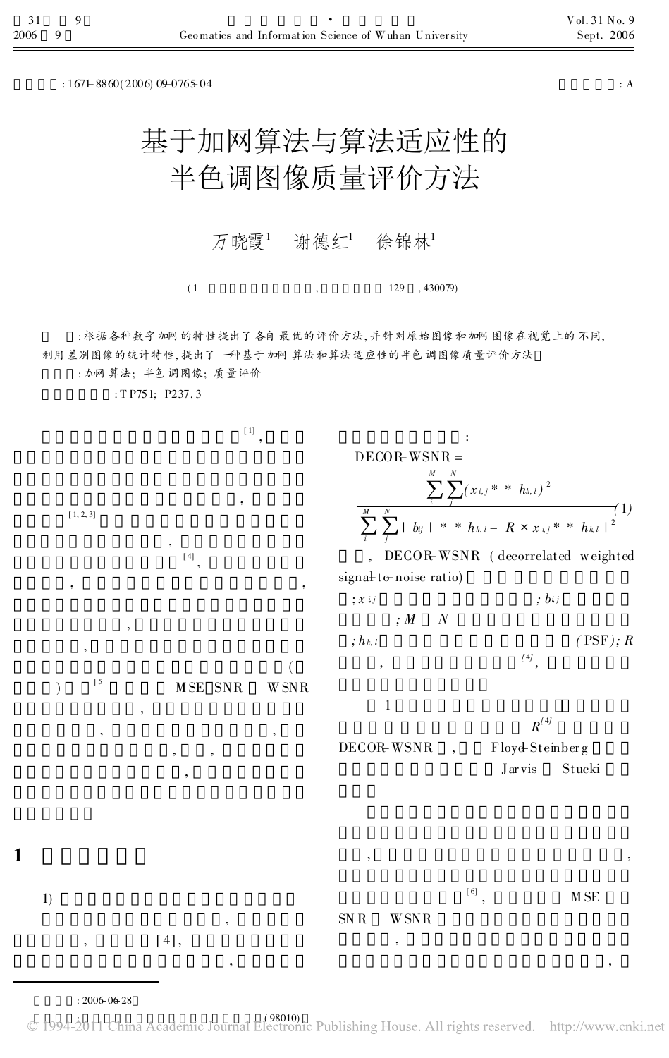: 1671-8860(2006) 09-0765-04

: A

# 基于加网算法与算法适应性的半色调图像质量评价方法

万晓霞[1]　谢德红[1]　徐锦林[1]

(1　　　　　　　　　　,　　　　　　129　, 430079)

　　: 根据各种数字加网的特性提出了各自最优的评价方法, 并针对原始图像和加网图像在视觉上的不同, 利用差别图像的统计特性, 提出了一种基于加网算法和算法适应性的半色调图像质量评价方法

　　: 加网算法; 半色调图像; 质量评价

　　　　: TP751; P237.3

[1] ,

,

[1, 2, 3]

,

[4] ,

,　　　　　　　　　　　　　,

,

,

(

)　[5]　　　MSE SNR　WSNR

,

,　　　　　　　　,

,　　,

,

## 1

1)

,

,　　　[4],

,

:

$$\text{DECOR-WSNR} = \frac{\sum_{i}^{M}\sum_{j}^{N}(x_{i,j} ** h_{k,l})^2}{\sum_{i}^{M}\sum_{j}^{N}|\, b_{ij} ** h_{k,l} - R \times x_{ij} ** h_{k,l}\,|^2} \quad (1)$$

, DECOR-WSNR (decorrelated weighted signal-to-noise ratio)

; $x_{ij}$　　　　　　　; $b_{ij}$

; $M$　$N$

; $h_{k,l}$　　　　　　　　(PSF); $R$

,　　　　　[4],

1

$R$[4]

DECOR-WSNR　,　Floyd-Steinberg

Jarvis　Stucki

,　　　　　　　　　　,

[6],　　　MSE

SNR　WSNR

,

,

: 2006-06-28

;　　　　　　　　(98010)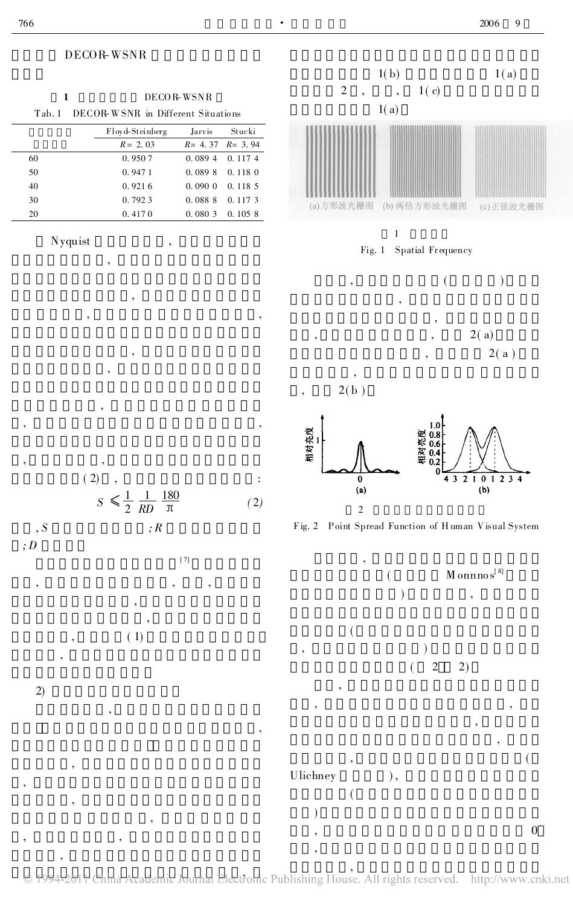DECOR-WSNR

**表 1** DECOR-WSNR

Tab. 1 DECOR-WSNR in Different Situations

| | Floyd-Steinberg | Jarvis | Stucki |
|---|---|---|---|
| | $R=2.03$ | $R=4.37$ | $R=3.94$ |
| 60 | 0.9507 | 0.0894 | 0.1174 |
| 50 | 0.9471 | 0.0898 | 0.1180 |
| 40 | 0.9216 | 0.0900 | 0.1185 |
| 30 | 0.7923 | 0.0883 | 0.1173 |
| 20 | 0.4170 | 0.0803 | 0.1058 |

Nyquist ，

(2) ， :

$$S \leqslant \frac{1}{2}\frac{1}{RD}\frac{180}{\pi} \tag{2}$$

，$S$ ；$R$ ；$D$

[7]

(1)

2)

1(b) 1(a) 2 ， ， 1(c) 1(a)

(a)方形波光栅图 (b)两倍方形波光栅图 (c)正弦波光栅图

图 1

Fig. 1 Spatial Frequency

， ( ) ， ， ， 2(a) ， 2(a) ， ， 2(b)

图 2

Fig. 2 Point Spread Function of Human Visual System

， ( Monnnos[8] ) ， ( ， ) ( 2 2)

， ， ， ， ， ， ( Ulichney ) ， ( ) ， 0 ， ，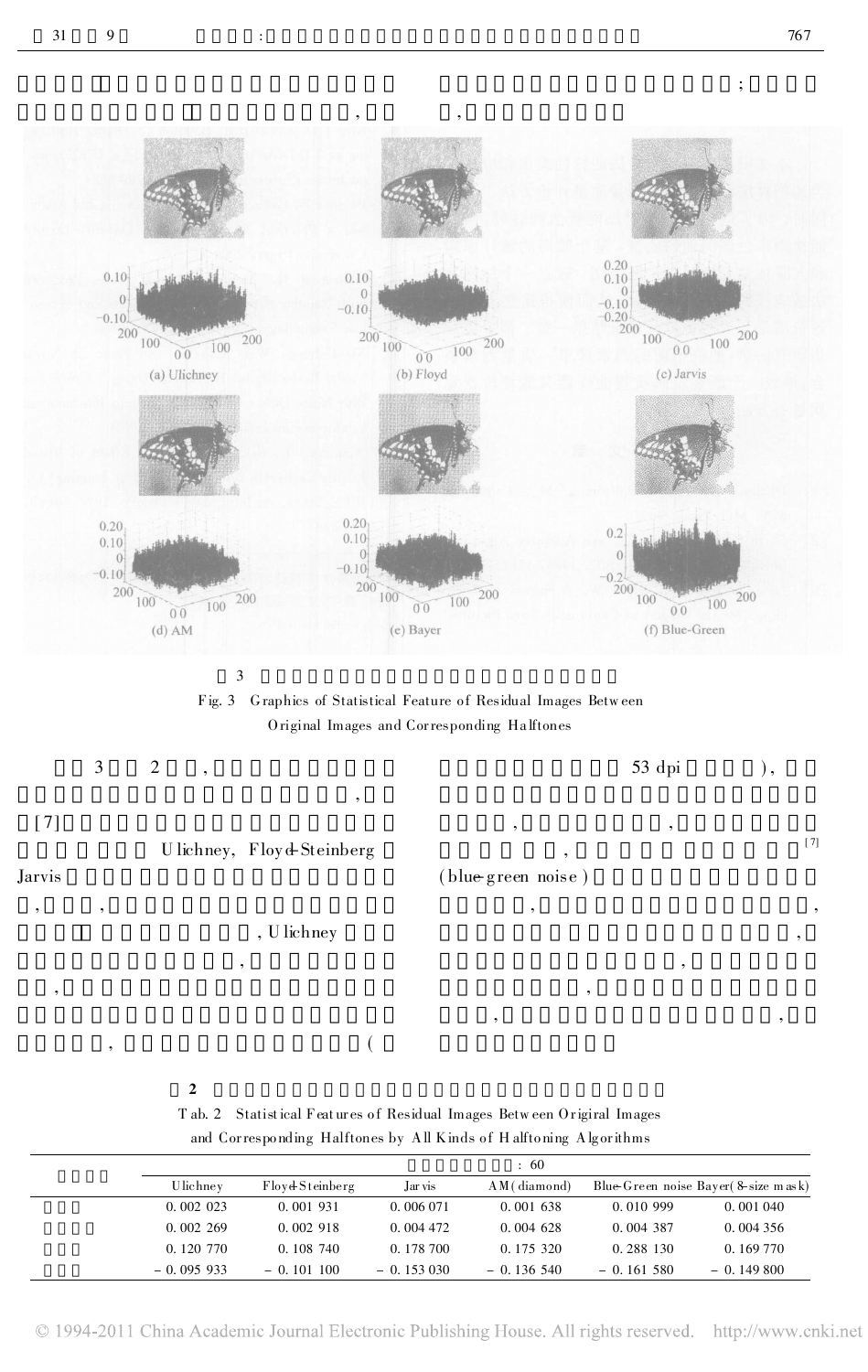3 2 , , [7] Ulichney, Floyd-Steinberg Jarvis , , , Ulichney , , ( 53 dpi ), , , , [7] (blue-green noise) , , , , , , ,

Fig. 3 Graphics of Statistical Feature of Residual Images Between Original Images and Corresponding Halftones

2

Tab. 2 Statistical Features of Residual Images Between Origiral Images and Corresponding Halftones by All Kinds of Halftoning Algorithms

| | : 60 | | | | | |
|---|---|---|---|---|---|---|
| | Ulichney | Floyd-Steinberg | Jarvis | AM(diamond) | Blue-Green noise | Bayer(8-size mask) |
| | 0.002 023 | 0.001 931 | 0.006 071 | 0.001 638 | 0.010 999 | 0.001 040 |
| | 0.002 269 | 0.002 918 | 0.004 472 | 0.004 628 | 0.004 387 | 0.004 356 |
| | 0.120 770 | 0.108 740 | 0.178 700 | 0.175 320 | 0.288 130 | 0.169 770 |
| | −0.095 933 | −0.101 100 | −0.153 030 | −0.136 540 | −0.161 580 | −0.149 800 |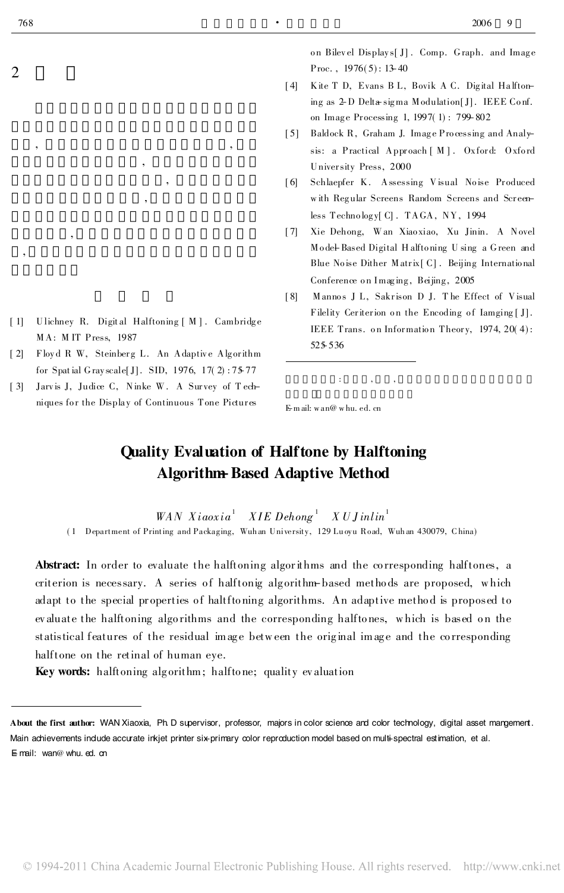## 2

[1] Ulichney R. Digital Halftoning [M]. Cambridge MA: MIT Press, 1987

[2] Floyd R W, Steinberg L. An Adaptive Algorithm for Spatial Grayscale[J]. SID, 1976, 17(2): 75-77

[3] Jarvis J, Judice C, Ninke W. A Survey of Techniques for the Display of Continuous Tone Pictures on Bilevel Displays[J]. Comp. Graph. and Image Proc., 1976(5): 13-40

[4] Kite T D, Evans B L, Bovik A C. Digital Halftoning as 2-D Delta-sigma Modulation[J]. IEEE Conf. on Image Processing 1, 1997(1): 799-802

[5] Baldock R, Graham J. Image Processing and Analysis: a Practical Approach [M]. Oxford: Oxford University Press, 2000

[6] Schlaepfer K. Assessing Visual Noise Produced with Regular Screens Random Screens and Screenless Technology[C]. TAGA, NY, 1994

[7] Xie Dehong, Wan Xiaoxiao, Xu Jinin. A Novel Model-Based Digital Halftoning Using a Green and Blue Noise Dither Matrix[C]. Beijing International Conference on Imaging, Beijing, 2005

[8] Mannos J L, Sakrison D J. The Effect of Visual Filelity Ceriterion on the Encoding of Iamging[J]. IEEE Trans. on Information Theory, 1974, 20(4): 525-536

---

E-mail: wan@whu.ed.cn

# Quality Evaluation of Halftone by Halftoning Algorithm-Based Adaptive Method

*WAN Xiaoxia*[1] *XIE Dehong*[1] *XU Jinlin*[1]

(1 Department of Printing and Packaging, Wuhan University, 129 Luoyu Road, Wuhan 430079, China)

**Abstract:** In order to evaluate the halftoning algorithms and the corresponding halftones, a criterion is necessary. A series of halftonig algorithm-based methods are proposed, which adapt to the special properties of haltftoning algorithms. An adaptive method is proposed to evaluate the halftoning algorithms and the corresponding halftones, which is based on the statistical features of the residual image between the original image and the corresponding halftone on the retinal of human eye.

**Key words:** halftoning algorithm; halftone; quality evaluation

---

**About the first author:** WAN Xiaoxia, Ph.D supervisor, professor, majors in color science and color technology, digital asset margement. Main achievements include accurate inkjet printer six-primary color reproduction model based on multi-spectral estimation, et al.

E-mail: wan@whu.ed.cn